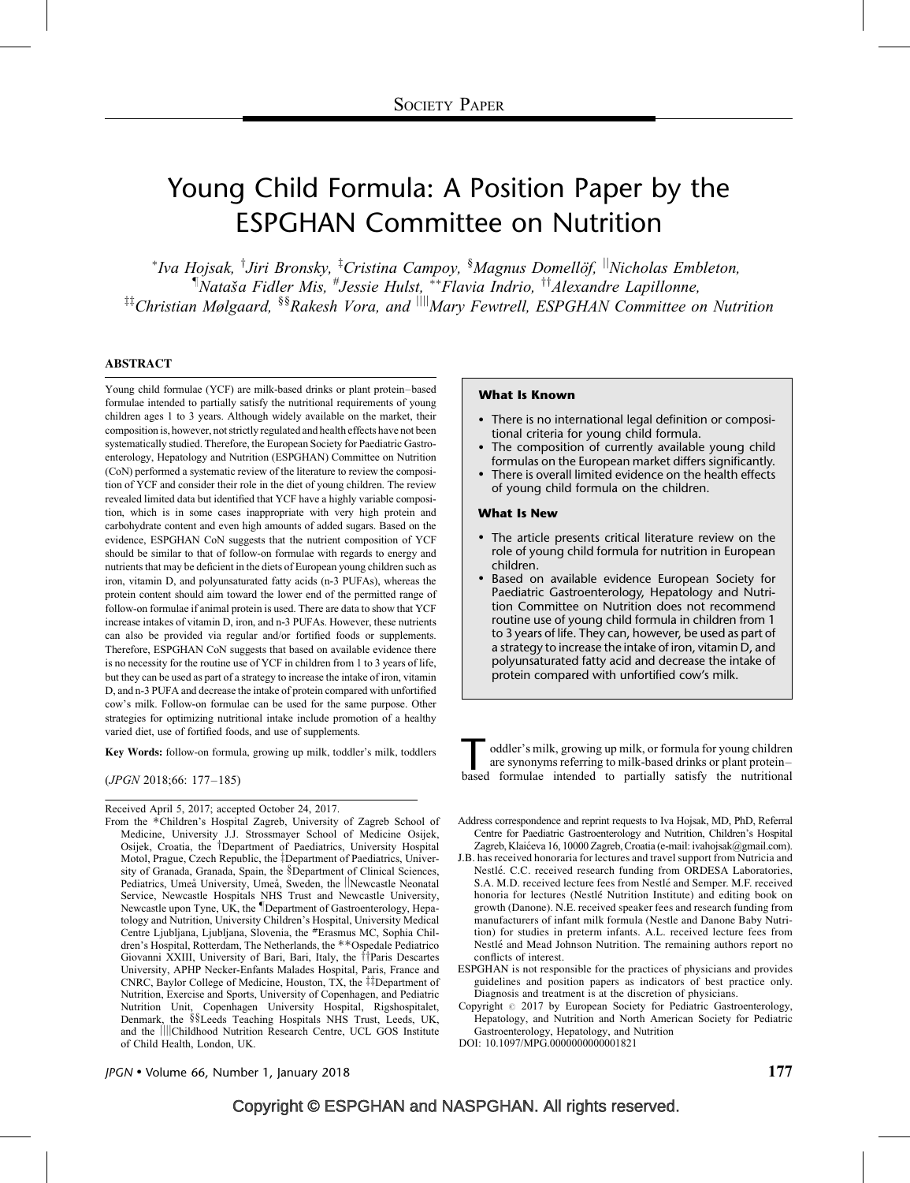Society Paper

# Young Child Formula: A Position Paper by the ESPGHAN Committee on Nutrition

[*]Iva Hojsak, [†]Jiri Bronsky, [‡]Cristina Campoy, [§]Magnus Domellöf, [||]Nicholas Embleton, [¶]Nataša Fidler Mis, [#]Jessie Hulst, [**]Flavia Indrio, [††]Alexandre Lapillonne, [‡‡]Christian Mølgaard, [§§]Rakesh Vora, and [||||]Mary Fewtrell, ESPGHAN Committee on Nutrition

## ABSTRACT

Young child formulae (YCF) are milk-based drinks or plant protein–based formulae intended to partially satisfy the nutritional requirements of young children ages 1 to 3 years. Although widely available on the market, their composition is, however, not strictly regulated and health effects have not been systematically studied. Therefore, the European Society for Paediatric Gastroenterology, Hepatology and Nutrition (ESPGHAN) Committee on Nutrition (CoN) performed a systematic review of the literature to review the composition of YCF and consider their role in the diet of young children. The review revealed limited data but identified that YCF have a highly variable composition, which is in some cases inappropriate with very high protein and carbohydrate content and even high amounts of added sugars. Based on the evidence, ESPGHAN CoN suggests that the nutrient composition of YCF should be similar to that of follow-on formulae with regards to energy and nutrients that may be deficient in the diets of European young children such as iron, vitamin D, and polyunsaturated fatty acids (n-3 PUFAs), whereas the protein content should aim toward the lower end of the permitted range of follow-on formulae if animal protein is used. There are data to show that YCF increase intakes of vitamin D, iron, and n-3 PUFAs. However, these nutrients can also be provided via regular and/or fortified foods or supplements. Therefore, ESPGHAN CoN suggests that based on available evidence there is no necessity for the routine use of YCF in children from 1 to 3 years of life, but they can be used as part of a strategy to increase the intake of iron, vitamin D, and n-3 PUFA and decrease the intake of protein compared with unfortified cow's milk. Follow-on formulae can be used for the same purpose. Other strategies for optimizing nutritional intake include promotion of a healthy varied diet, use of fortified foods, and use of supplements.

**Key Words:** follow-on formula, growing up milk, toddler's milk, toddlers

(*JPGN* 2018;66: 177–185)

### What Is Known

- There is no international legal definition or compositional criteria for young child formula.
- The composition of currently available young child formulas on the European market differs significantly.
- There is overall limited evidence on the health effects of young child formula on the children.

### What Is New

- The article presents critical literature review on the role of young child formula for nutrition in European children.
- Based on available evidence European Society for Paediatric Gastroenterology, Hepatology and Nutrition Committee on Nutrition does not recommend routine use of young child formula in children from 1 to 3 years of life. They can, however, be used as part of a strategy to increase the intake of iron, vitamin D, and polyunsaturated fatty acid and decrease the intake of protein compared with unfortified cow's milk.

Toddler's milk, growing up milk, or formula for young children are synonyms referring to milk-based drinks or plant protein–based formulae intended to partially satisfy the nutritional

Received April 5, 2017; accepted October 24, 2017.

From the *Children's Hospital Zagreb, University of Zagreb School of Medicine, University J.J. Strossmayer School of Medicine Osijek, Osijek, Croatia, the †Department of Paediatrics, University Hospital Motol, Prague, Czech Republic, the ‡Department of Paediatrics, University of Granada, Granada, Spain, the §Department of Clinical Sciences, Pediatrics, Umeå University, Umeå, Sweden, the ||Newcastle Neonatal Service, Newcastle Hospitals NHS Trust and Newcastle University, Newcastle upon Tyne, UK, the ¶Department of Gastroenterology, Hepatology and Nutrition, University Children's Hospital, University Medical Centre Ljubljana, Ljubljana, Slovenia, the #Erasmus MC, Sophia Children's Hospital, Rotterdam, The Netherlands, the **Ospedale Pediatrico Giovanni XXIII, University of Bari, Bari, Italy, the ††Paris Descartes University, APHP Necker-Enfants Malades Hospital, Paris, France and CNRC, Baylor College of Medicine, Houston, TX, the ‡‡Department of Nutrition, Exercise and Sports, University of Copenhagen, and Pediatric Nutrition Unit, Copenhagen University Hospital, Rigshospitalet, Denmark, the §§Leeds Teaching Hospitals NHS Trust, Leeds, UK, and the ||||Childhood Nutrition Research Centre, UCL GOS Institute of Child Health, London, UK.

Address correspondence and reprint requests to Iva Hojsak, MD, PhD, Referral Centre for Paediatric Gastroenterology and Nutrition, Children's Hospital Zagreb, Klaićeva 16, 10000 Zagreb, Croatia (e-mail: ivahojsak@gmail.com).

J.B. has received honoraria for lectures and travel support from Nutricia and Nestlé. C.C. received research funding from ORDESA Laboratories, S.A. M.D. received lecture fees from Nestlé and Semper. M.F. received honoria for lectures (Nestlé Nutrition Institute) and editing book on growth (Danone). N.E. received speaker fees and research funding from manufacturers of infant milk formula (Nestle and Danone Baby Nutrition) for studies in preterm infants. A.L. received lecture fees from Nestlé and Mead Johnson Nutrition. The remaining authors report no conflicts of interest.

ESPGHAN is not responsible for the practices of physicians and provides guidelines and position papers as indicators of best practice only. Diagnosis and treatment is at the discretion of physicians.

Copyright © 2017 by European Society for Pediatric Gastroenterology, Hepatology, and Nutrition and North American Society for Pediatric Gastroenterology, Hepatology, and Nutrition

DOI: 10.1097/MPG.0000000000001821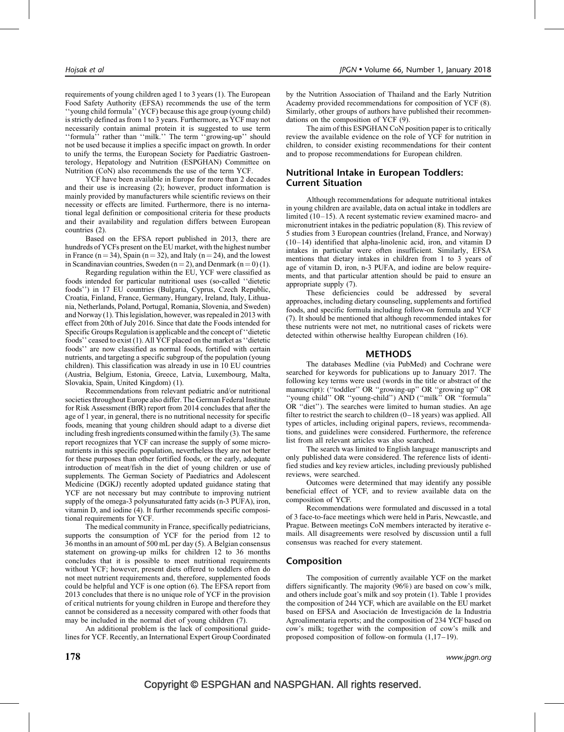requirements of young children aged 1 to 3 years (1). The European Food Safety Authority (EFSA) recommends the use of the term ''young child formula'' (YCF) because this age group (young child) is strictly defined as from 1 to 3 years. Furthermore, as YCF may not necessarily contain animal protein it is suggested to use term ''formula'' rather than ''milk.'' The term ''growing-up'' should not be used because it implies a specific impact on growth. In order to unify the terms, the European Society for Paediatric Gastroenterology, Hepatology and Nutrition (ESPGHAN) Committee on Nutrition (CoN) also recommends the use of the term YCF.

YCF have been available in Europe for more than 2 decades and their use is increasing (2); however, product information is mainly provided by manufacturers while scientific reviews on their necessity or effects are limited. Furthermore, there is no international legal definition or compositional criteria for these products and their availability and regulation differs between European countries (2).

Based on the EFSA report published in 2013, there are hundreds of YCFs present on the EU market, with the highest number in France (n = 34), Spain (n = 32), and Italy (n = 24), and the lowest in Scandinavian countries, Sweden (n = 2), and Denmark (n = 0) (1).

Regarding regulation within the EU, YCF were classified as foods intended for particular nutritional uses (so-called ''dietetic foods'') in 17 EU countries (Bulgaria, Cyprus, Czech Republic, Croatia, Finland, France, Germany, Hungary, Ireland, Italy, Lithuania, Netherlands, Poland, Portugal, Romania, Slovenia, and Sweden) and Norway (1). This legislation, however, was repealed in 2013 with effect from 20th of July 2016. Since that date the Foods intended for Specific Groups Regulation is applicable and the concept of ''dietetic foods'' ceased to exist (1). All YCF placed on the market as ''dietetic foods'' are now classified as normal foods, fortified with certain nutrients, and targeting a specific subgroup of the population (young children). This classification was already in use in 10 EU countries (Austria, Belgium, Estonia, Greece, Latvia, Luxembourg, Malta, Slovakia, Spain, United Kingdom) (1).

Recommendations from relevant pediatric and/or nutritional societies throughout Europe also differ. The German Federal Institute for Risk Assessment (BfR) report from 2014 concludes that after the age of 1 year, in general, there is no nutritional necessity for specific foods, meaning that young children should adapt to a diverse diet including fresh ingredients consumed within the family (3). The same report recognizes that YCF can increase the supply of some micronutrients in this specific population, nevertheless they are not better for these purposes than other fortified foods, or the early, adequate introduction of meat/fish in the diet of young children or use of supplements. The German Society of Paediatrics and Adolescent Medicine (DGKJ) recently adopted updated guidance stating that YCF are not necessary but may contribute to improving nutrient supply of the omega-3 polyunsaturated fatty acids (n-3 PUFA), iron, vitamin D, and iodine (4). It further recommends specific compositional requirements for YCF.

The medical community in France, specifically pediatricians, supports the consumption of YCF for the period from 12 to 36 months in an amount of 500 mL per day (5). A Belgian consensus statement on growing-up milks for children 12 to 36 months concludes that it is possible to meet nutritional requirements without YCF; however, present diets offered to toddlers often do not meet nutrient requirements and, therefore, supplemented foods could be helpful and YCF is one option (6). The EFSA report from 2013 concludes that there is no unique role of YCF in the provision of critical nutrients for young children in Europe and therefore they cannot be considered as a necessity compared with other foods that may be included in the normal diet of young children (7).

An additional problem is the lack of compositional guidelines for YCF. Recently, an International Expert Group Coordinated by the Nutrition Association of Thailand and the Early Nutrition Academy provided recommendations for composition of YCF (8). Similarly, other groups of authors have published their recommendations on the composition of YCF (9).

The aim of this ESPGHAN CoN position paper is to critically review the available evidence on the role of YCF for nutrition in children, to consider existing recommendations for their content and to propose recommendations for European children.

## Nutritional Intake in European Toddlers: Current Situation

Although recommendations for adequate nutritional intakes in young children are available, data on actual intake in toddlers are limited (10–15). A recent systematic review examined macro- and micronutrient intakes in the pediatric population (8). This review of 5 studies from 3 European countries (Ireland, France, and Norway) (10–14) identified that alpha-linolenic acid, iron, and vitamin D intakes in particular were often insufficient. Similarly, EFSA mentions that dietary intakes in children from 1 to 3 years of age of vitamin D, iron, n-3 PUFA, and iodine are below requirements, and that particular attention should be paid to ensure an appropriate supply (7).

These deficiencies could be addressed by several approaches, including dietary counseling, supplements and fortified foods, and specific formula including follow-on formula and YCF (7). It should be mentioned that although recommended intakes for these nutrients were not met, no nutritional cases of rickets were detected within otherwise healthy European children (16).

## METHODS

The databases Medline (via PubMed) and Cochrane were searched for keywords for publications up to January 2017. The following key terms were used (words in the title or abstract of the manuscript): (''toddler'' OR ''growing-up'' OR ''growing up'' OR ''young child'' OR ''young-child'') AND (''milk'' OR ''formula'' OR ''diet''). The searches were limited to human studies. An age filter to restrict the search to children (0–18 years) was applied. All types of articles, including original papers, reviews, recommendations, and guidelines were considered. Furthermore, the reference list from all relevant articles was also searched.

The search was limited to English language manuscripts and only published data were considered. The reference lists of identified studies and key review articles, including previously published reviews, were searched.

Outcomes were determined that may identify any possible beneficial effect of YCF, and to review available data on the composition of YCF.

Recommendations were formulated and discussed in a total of 3 face-to-face meetings which were held in Paris, Newcastle, and Prague. Between meetings CoN members interacted by iterative e-mails. All disagreements were resolved by discussion until a full consensus was reached for every statement.

## Composition

The composition of currently available YCF on the market differs significantly. The majority (96%) are based on cow's milk, and others include goat's milk and soy protein (1). Table 1 provides the composition of 244 YCF, which are available on the EU market based on EFSA and Asociación de Investigación de la Industria Agroalimentaria reports; and the composition of 234 YCF based on cow's milk; together with the composition of cow's milk and proposed composition of follow-on formula (1,17–19).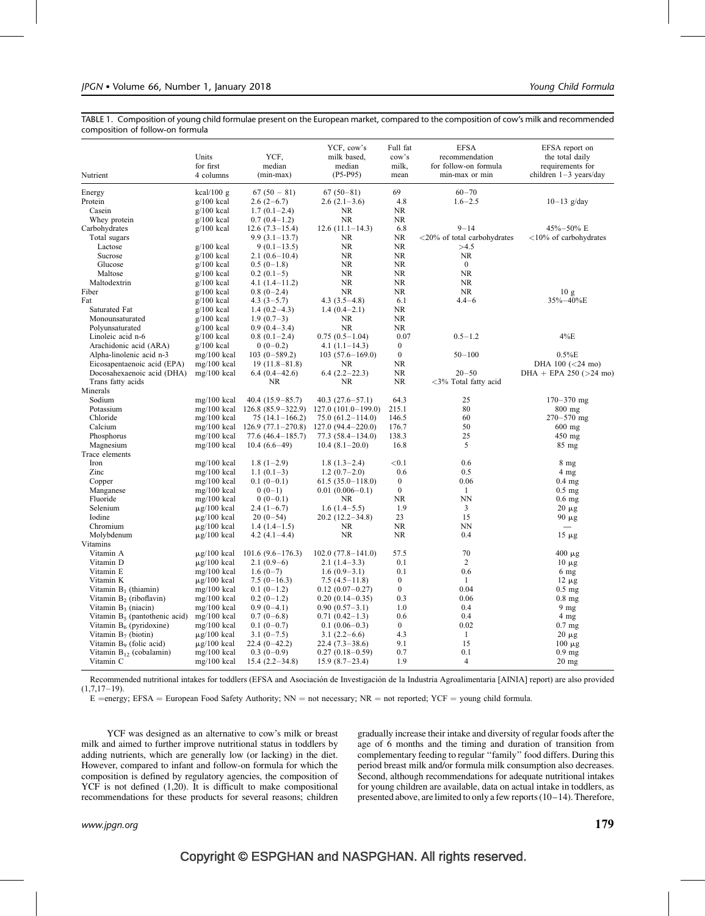TABLE 1. Composition of young child formulae present on the European market, compared to the composition of cow's milk and recommended composition of follow-on formula

| Nutrient | Units for first 4 columns | YCF, median (min-max) | YCF, cow's milk based, median (P5-P95) | Full fat cow's milk, mean | EFSA recommendation for follow-on formula min-max or min | EFSA report on the total daily requirements for children 1–3 years/day |
|---|---|---|---|---|---|---|
| Energy | kcal/100 g | 67 (50 – 81) | 67 (50–81) | 69 | 60–70 | |
| Protein | g/100 kcal | 2.6 (2–6.7) | 2.6 (2.1–3.6) | 4.8 | 1.6–2.5 | 10–13 g/day |
| Casein | g/100 kcal | 1.7 (0.1–2.4) | NR | NR | | |
| Whey protein | g/100 kcal | 0.7 (0.4–1.2) | NR | NR | | |
| Carbohydrates | g/100 kcal | 12.6 (7.3–15.4) | 12.6 (11.1–14.3) | 6.8 | 9–14 | 45%–50% E |
| Total sugars | | 9.9 (3.1–13.7) | NR | NR | <20% of total carbohydrates | <10% of carbohydrates |
| Lactose | g/100 kcal | 9 (0.1–13.5) | NR | NR | >4.5 | |
| Sucrose | g/100 kcal | 2.1 (0.6–10.4) | NR | NR | NR | |
| Glucose | g/100 kcal | 0.5 (0–1.8) | NR | NR | 0 | |
| Maltose | g/100 kcal | 0.2 (0.1–5) | NR | NR | NR | |
| Maltodextrin | g/100 kcal | 4.1 (1.4–11.2) | NR | NR | NR | |
| Fiber | g/100 kcal | 0.8 (0–2.4) | NR | NR | NR | 10 g |
| Fat | g/100 kcal | 4.3 (3–5.7) | 4.3 (3.5–4.8) | 6.1 | 4.4–6 | 35%–40%E |
| Saturated Fat | g/100 kcal | 1.4 (0.2–4.3) | 1.4 (0.4–2.1) | NR | | |
| Monounsaturated | g/100 kcal | 1.9 (0.7–3) | NR | NR | | |
| Polyunsaturated | g/100 kcal | 0.9 (0.4–3.4) | NR | NR | | |
| Linoleic acid n-6 | g/100 kcal | 0.8 (0.1–2.4) | 0.75 (0.5–1.04) | 0.07 | 0.5–1.2 | 4%E |
| Arachidonic acid (ARA) | g/100 kcal | 0 (0–0.2) | 4.1 (1.1–14.3) | 0 | | |
| Alpha-linolenic acid n-3 | mg/100 kcal | 103 (0–589.2) | 103 (57.6–169.0) | 0 | 50–100 | 0.5%E |
| Eicosapentaenoic acid (EPA) | mg/100 kcal | 19 (11.8–81.8) | NR | NR | | DHA 100 (<24 mo) |
| Docosahexaenoic acid (DHA) | mg/100 kcal | 6.4 (0.4–42.6) | 6.4 (2.2–22.3) | NR | 20–50 | DHA + EPA 250 (>24 mo) |
| Trans fatty acids | | NR | NR | NR | <3% Total fatty acid | |
| Minerals | | | | | | |
| Sodium | mg/100 kcal | 40.4 (15.9–85.7) | 40.3 (27.6–57.1) | 64.3 | 25 | 170–370 mg |
| Potassium | mg/100 kcal | 126.8 (85.9–322.9) | 127.0 (101.0–199.0) | 215.1 | 80 | 800 mg |
| Chloride | mg/100 kcal | 75 (14.1–166.2) | 75.0 (61.2–114.0) | 146.5 | 60 | 270–570 mg |
| Calcium | mg/100 kcal | 126.9 (77.1–270.8) | 127.0 (94.4–220.0) | 176.7 | 50 | 600 mg |
| Phosphorus | mg/100 kcal | 77.6 (46.4–185.7) | 77.3 (58.4–134.0) | 138.3 | 25 | 450 mg |
| Magnesium | mg/100 kcal | 10.4 (6.6–49) | 10.4 (8.1–20.0) | 16.8 | 5 | 85 mg |
| Trace elements | | | | | | |
| Iron | mg/100 kcal | 1.8 (1–2.9) | 1.8 (1.3–2.4) | <0.1 | 0.6 | 8 mg |
| Zinc | mg/100 kcal | 1.1 (0.1–3) | 1.2 (0.7–2.0) | 0.6 | 0.5 | 4 mg |
| Copper | mg/100 kcal | 0.1 (0–0.1) | 61.5 (35.0–118.0) | 0 | 0.06 | 0.4 mg |
| Manganese | mg/100 kcal | 0 (0–1) | 0.01 (0.006–0.1) | 0 | 1 | 0.5 mg |
| Fluoride | mg/100 kcal | 0 (0–0.1) | NR | NR | NN | 0.6 mg |
| Selenium | μg/100 kcal | 2.4 (1–6.7) | 1.6 (1.4–5.5) | 1.9 | 3 | 20 μg |
| Iodine | μg/100 kcal | 20 (0–54) | 20.2 (12.2–34.8) | 23 | 15 | 90 μg |
| Chromium | μg/100 kcal | 1.4 (1.4–1.5) | NR | NR | NN | — |
| Molybdenum | μg/100 kcal | 4.2 (4.1–4.4) | NR | NR | 0.4 | 15 μg |
| Vitamins | | | | | | |
| Vitamin A | μg/100 kcal | 101.6 (9.6–176.3) | 102.0 (77.8–141.0) | 57.5 | 70 | 400 μg |
| Vitamin D | μg/100 kcal | 2.1 (0.9–6) | 2.1 (1.4–3.3) | 0.1 | 2 | 10 μg |
| Vitamin E | mg/100 kcal | 1.6 (0–7) | 1.6 (0.9–3.1) | 0.1 | 0.6 | 6 mg |
| Vitamin K | μg/100 kcal | 7.5 (0–16.3) | 7.5 (4.5–11.8) | 0 | 1 | 12 μg |
| Vitamin $B_1$ (thiamin) | mg/100 kcal | 0.1 (0–1.2) | 0.12 (0.07–0.27) | 0 | 0.04 | 0.5 mg |
| Vitamin $B_2$ (riboflavin) | mg/100 kcal | 0.2 (0–1.2) | 0.20 (0.14–0.35) | 0.3 | 0.06 | 0.8 mg |
| Vitamin $B_3$ (niacin) | mg/100 kcal | 0.9 (0–4.1) | 0.90 (0.57–3.1) | 1.0 | 0.4 | 9 mg |
| Vitamin $B_5$ (pantothenic acid) | mg/100 kcal | 0.7 (0–6.8) | 0.71 (0.42–1.3) | 0.6 | 0.4 | 4 mg |
| Vitamin $B_6$ (pyridoxine) | mg/100 kcal | 0.1 (0–0.7) | 0.1 (0.06–0.3) | 0 | 0.02 | 0.7 mg |
| Vitamin $B_7$ (biotin) | μg/100 kcal | 3.1 (0–7.5) | 3.1 (2.2–6.6) | 4.3 | 1 | 20 μg |
| Vitamin $B_9$ (folic acid) | μg/100 kcal | 22.4 (0–42.2) | 22.4 (7.3–38.6) | 9.1 | 15 | 100 μg |
| Vitamin $B_{12}$ (cobalamin) | mg/100 kcal | 0.3 (0–0.9) | 0.27 (0.18–0.59) | 0.7 | 0.1 | 0.9 mg |
| Vitamin C | mg/100 kcal | 15.4 (2.2–34.8) | 15.9 (8.7–23.4) | 1.9 | 4 | 20 mg |

Recommended nutritional intakes for toddlers (EFSA and Asociación de Investigación de la Industria Agroalimentaria [AINIA] report) are also provided (1,7,17–19).

E = energy; EFSA = European Food Safety Authority; NN = not necessary; NR = not reported; YCF = young child formula.

YCF was designed as an alternative to cow's milk or breast milk and aimed to further improve nutritional status in toddlers by adding nutrients, which are generally low (or lacking) in the diet. However, compared to infant and follow-on formula for which the composition is defined by regulatory agencies, the composition of YCF is not defined (1,20). It is difficult to make compositional recommendations for these products for several reasons; children gradually increase their intake and diversity of regular foods after the age of 6 months and the timing and duration of transition from complementary feeding to regular "family" food differs. During this period breast milk and/or formula milk consumption also decreases. Second, although recommendations for adequate nutritional intakes for young children are available, data on actual intake in toddlers, as presented above, are limited to only a few reports (10–14). Therefore,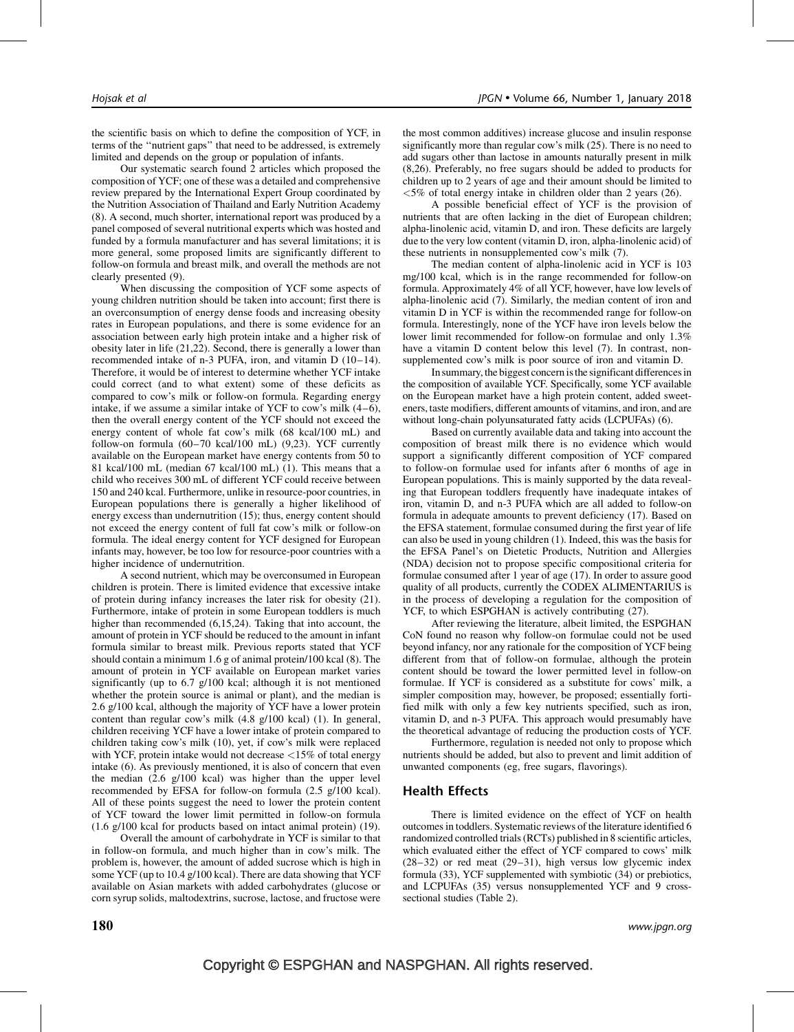the scientific basis on which to define the composition of YCF, in terms of the "nutrient gaps" that need to be addressed, is extremely limited and depends on the group or population of infants.

Our systematic search found 2 articles which proposed the composition of YCF; one of these was a detailed and comprehensive review prepared by the International Expert Group coordinated by the Nutrition Association of Thailand and Early Nutrition Academy (8). A second, much shorter, international report was produced by a panel composed of several nutritional experts which was hosted and funded by a formula manufacturer and has several limitations; it is more general, some proposed limits are significantly different to follow-on formula and breast milk, and overall the methods are not clearly presented (9).

When discussing the composition of YCF some aspects of young children nutrition should be taken into account; first there is an overconsumption of energy dense foods and increasing obesity rates in European populations, and there is some evidence for an association between early high protein intake and a higher risk of obesity later in life (21,22). Second, there is generally a lower than recommended intake of n-3 PUFA, iron, and vitamin D (10–14). Therefore, it would be of interest to determine whether YCF intake could correct (and to what extent) some of these deficits as compared to cow's milk or follow-on formula. Regarding energy intake, if we assume a similar intake of YCF to cow's milk (4–6), then the overall energy content of the YCF should not exceed the energy content of whole fat cow's milk (68 kcal/100 mL) and follow-on formula (60–70 kcal/100 mL) (9,23). YCF currently available on the European market have energy contents from 50 to 81 kcal/100 mL (median 67 kcal/100 mL) (1). This means that a child who receives 300 mL of different YCF could receive between 150 and 240 kcal. Furthermore, unlike in resource-poor countries, in European populations there is generally a higher likelihood of energy excess than undernutrition (15); thus, energy content should not exceed the energy content of full fat cow's milk or follow-on formula. The ideal energy content for YCF designed for European infants may, however, be too low for resource-poor countries with a higher incidence of undernutrition.

A second nutrient, which may be overconsumed in European children is protein. There is limited evidence that excessive intake of protein during infancy increases the later risk for obesity (21). Furthermore, intake of protein in some European toddlers is much higher than recommended (6,15,24). Taking that into account, the amount of protein in YCF should be reduced to the amount in infant formula similar to breast milk. Previous reports stated that YCF should contain a minimum 1.6 g of animal protein/100 kcal (8). The amount of protein in YCF available on European market varies significantly (up to 6.7 g/100 kcal; although it is not mentioned whether the protein source is animal or plant), and the median is 2.6 g/100 kcal, although the majority of YCF have a lower protein content than regular cow's milk (4.8 g/100 kcal) (1). In general, children receiving YCF have a lower intake of protein compared to children taking cow's milk (10), yet, if cow's milk were replaced with YCF, protein intake would not decrease <15% of total energy intake (6). As previously mentioned, it is also of concern that even the median (2.6 g/100 kcal) was higher than the upper level recommended by EFSA for follow-on formula (2.5 g/100 kcal). All of these points suggest the need to lower the protein content of YCF toward the lower limit permitted in follow-on formula (1.6 g/100 kcal for products based on intact animal protein) (19).

Overall the amount of carbohydrate in YCF is similar to that in follow-on formula, and much higher than in cow's milk. The problem is, however, the amount of added sucrose which is high in some YCF (up to 10.4 g/100 kcal). There are data showing that YCF available on Asian markets with added carbohydrates (glucose or corn syrup solids, maltodextrins, sucrose, lactose, and fructose were the most common additives) increase glucose and insulin response significantly more than regular cow's milk (25). There is no need to add sugars other than lactose in amounts naturally present in milk (8,26). Preferably, no free sugars should be added to products for children up to 2 years of age and their amount should be limited to <5% of total energy intake in children older than 2 years (26).

A possible beneficial effect of YCF is the provision of nutrients that are often lacking in the diet of European children; alpha-linolenic acid, vitamin D, and iron. These deficits are largely due to the very low content (vitamin D, iron, alpha-linolenic acid) of these nutrients in nonsupplemented cow's milk (7).

The median content of alpha-linolenic acid in YCF is 103 mg/100 kcal, which is in the range recommended for follow-on formula. Approximately 4% of all YCF, however, have low levels of alpha-linolenic acid (7). Similarly, the median content of iron and vitamin D in YCF is within the recommended range for follow-on formula. Interestingly, none of the YCF have iron levels below the lower limit recommended for follow-on formulae and only 1.3% have a vitamin D content below this level (7). In contrast, nonsupplemented cow's milk is poor source of iron and vitamin D.

In summary, the biggest concern is the significant differences in the composition of available YCF. Specifically, some YCF available on the European market have a high protein content, added sweeteners, taste modifiers, different amounts of vitamins, and iron, and are without long-chain polyunsaturated fatty acids (LCPUFAs) (6).

Based on currently available data and taking into account the composition of breast milk there is no evidence which would support a significantly different composition of YCF compared to follow-on formulae used for infants after 6 months of age in European populations. This is mainly supported by the data revealing that European toddlers frequently have inadequate intakes of iron, vitamin D, and n-3 PUFA which are all added to follow-on formula in adequate amounts to prevent deficiency (17). Based on the EFSA statement, formulae consumed during the first year of life can also be used in young children (1). Indeed, this was the basis for the EFSA Panel's on Dietetic Products, Nutrition and Allergies (NDA) decision not to propose specific compositional criteria for formulae consumed after 1 year of age (17). In order to assure good quality of all products, currently the CODEX ALIMENTARIUS is in the process of developing a regulation for the composition of YCF, to which ESPGHAN is actively contributing (27).

After reviewing the literature, albeit limited, the ESPGHAN CoN found no reason why follow-on formulae could not be used beyond infancy, nor any rationale for the composition of YCF being different from that of follow-on formulae, although the protein content should be toward the lower permitted level in follow-on formulae. If YCF is considered as a substitute for cows' milk, a simpler composition may, however, be proposed; essentially fortified milk with only a few key nutrients specified, such as iron, vitamin D, and n-3 PUFA. This approach would presumably have the theoretical advantage of reducing the production costs of YCF.

Furthermore, regulation is needed not only to propose which nutrients should be added, but also to prevent and limit addition of unwanted components (eg, free sugars, flavorings).

## Health Effects

There is limited evidence on the effect of YCF on health outcomes in toddlers. Systematic reviews of the literature identified 6 randomized controlled trials (RCTs) published in 8 scientific articles, which evaluated either the effect of YCF compared to cows' milk (28–32) or red meat (29–31), high versus low glycemic index formula (33), YCF supplemented with symbiotic (34) or prebiotics, and LCPUFAs (35) versus nonsupplemented YCF and 9 cross-sectional studies (Table 2).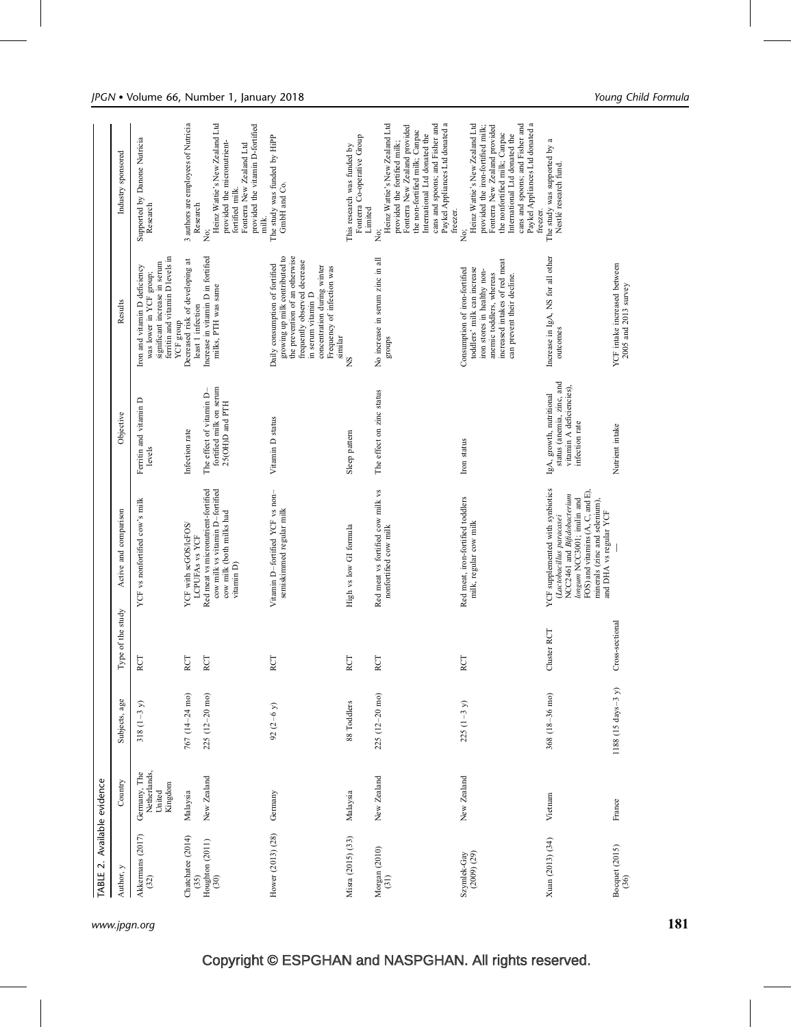TABLE 2. Available evidence

| Author, y | Country | Subjects, age | Type of the study | Active and comparison | Objective | Results | Industry sponsored |
|---|---|---|---|---|---|---|---|
| Akkermans (2017) (32) | Germany, The Netherlands, United Kingdom | 318 (1–3 y) | RCT | YCF vs nonfortified cow's milk | Ferritin and vitamin D levels | Iron and vitamin D deficiency was lower in YCF group; significant increase in serum ferritin and vitamin D levels in YCF group | Supported by Danone Nutricia Research |
| Chatchatee (2014) (35) | Malaysia | 767 (14–24 mo) | RCT | YCF with scGOS/lcFOS/ LCPUFAs vs YCF | Infection rate | Decreased risk of developing at least 1 infection | 3 authors are employees of Nutricia Research |
| Houghton (2011) (30) | New Zealand | 225 (12–20 mo) | RCT | Red meat vs micronutrient-fortified cow milk vs vitamin D–fortified cow milk (both milks had vitamin D) | The effect of vitamin D–fortified milk on serum 25(OH)D and PTH | Increase in vitamin D in fortified milks, PTH was same | No; Heinz Wattie's New Zealand Ltd provided the micronutrient-fortified milk. Fonterra New Zealand Ltd provided the vitamin D-fortified milk. |
| Hower (2013) (28) | Germany | 92 (2–6 y) | RCT | Vitamin D–fortified YCF vs non–semiskimmed regular milk | Vitamin D status | Daily consumption of fortified growing up milk contributed to the prevention of an otherwise frequently observed decrease in serum vitamin D concentration during winter Frequency of infection was similar | The study was funded by HiPP GmbH and Co. |
| Misra (2015) (33) | Malaysia | 88 Toddlers | RCT | High vs low GI formula | Sleep pattern | NS | This research was funded by Fonterra Co-operative Group Limited |
| Morgan (2010) (31) | New Zealand | 225 (12–20 mo) | RCT | Red meat vs fortified cow milk vs nonfortified cow milk | The effect on zinc status | No increase in serum zinc in all groups | No; Heinz Wattie's New Zealand Ltd provided the fortified milk; Fonterra New Zealand provided the non-fortified milk; Canpac International Ltd donated the cans and spoons; and Fisher and Paykel Appliances Ltd donated a freezer. |
| Szymlek-Gay (2009) (29) | New Zealand | 225 (1–3 y) | RCT | Red meat, iron-fortified toddlers milk, regular cow milk | Iron status | Consumption of iron-fortified toddlers' milk can increase iron stores in healthy non-anemic toddlers, whereas increased intakes of red meat can prevent their decline. | No; Heinz Wattie's New Zealand Ltd provided the iron-fortified milk; Fonterra New Zealand provided the nonfortified milk; Canpac International Ltd donated the cans and spoons; and Fisher and Paykel Appliances Ltd donated a freezer. |
| Xuan (2013) (34) | Vietnam | 368 (18–36 mo) | Cluster RCT | YCF supplemented with synbiotics (*Lactobacillus paracasei* NCC2461 and *Bifidobacterium longum* NCC3001; inulin and FOS) and vitamins (A, C, and E), minerals (zinc and selenium), and DHA vs regular YCF | IgA, growth, nutritional status (anemia, zinc, and vitamin A deficiencies), infection rate | Increase in IgA, NS for all other outcomes | The study was supported by a Nestlé research fund. |
| Bocquet (2015) (36) | France | 1188 (15 days–3 y) | Cross-sectional | — | Nutrient intake | YCF intake increased between 2005 and 2013 survey | |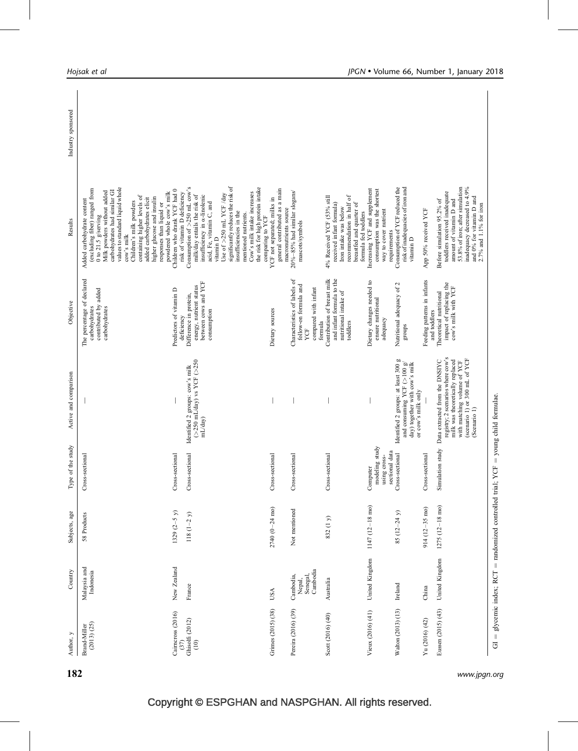| Author, y | Country | Subjects, age | Type of the study | Active and comparison | Objective | Results | Industry sponsored |
|---|---|---|---|---|---|---|---|
| Brand-Miller (2013) (25) | Malaysia and Indonesia | 58 Products | Cross-sectional | — | The percentage of declared carbohydrates contributed by added carbohydrates | Added carbohydrate content (excluding fiber) ranged from 0 to 21.5 g/serving<br>Milk powders without added carbohydrates had similar GI values to standard liquid whole cow's milk<br>Children's milk powders containing higher levels of added carbohydrates elicit higher glucose and insulin responses than liquid or powdered whole cow's milk | |
| Cairncross (2016) (37) | New Zealand | 1329 (2–5 y) | Cross-sectional | — | Predictors of vitamin D deficiency | Children who drank YCF had 0 risk of vitamin D deficiency | |
| Ghisolfi (2012) (10) | France | 118 (1–2 y) | Cross-sectional | Identified 2 groups: cow's milk (>250 mL/day) vs YCF (>250 mL/day) | Difference in protein, energy, nutrient status between cows and YCF consumption | Consumption of >250 mL cow's milk/day entails the risk of insufficiency in α-linolenic acid, Fe, vitamin C, and vitamin D<br>Use of >250 mL YCF /day significantly reduces the risk of insufficiencies in the mentioned nutrients.<br>Cow's milk intake increases the risk for high protein intake comparing to YCF | |
| Grimes (2015) (38) | USA | 2740 (0–24 mo) | Cross-sectional | — | Dietary sources | YCF not separated; milks in general contributed as a main macronutrients source | |
| Pereira (2016) (39) | Cambodia, Nepal, Senegal, Cambodia | Not mentioned | Cross-sectional | — | Characteristics of labels of follow-on formula and YCF compared with infant formula | 20%–85% had similar slogans/ mascots/symbols | |
| Scott (2016) (40) | Australia | 832 (1 y) | Cross-sectional | — | Contribution of breast milk and infant formula to the nutritional intake of toddlers | 4% Received YCF (53% still received infant formula)<br>Iron intake was below recommendation in half of breastfed and quarter of formula fed toddlers | |
| Vieux (2016) (41) | United Kingdom | 1147 (12–18 mo) | Computer modeling study using cross-sectional data | — | Dietary changes needed to ensure nutritional adequacy | Increasing YCF and supplement consumption was the shortest way to cover nutrient requirements | |
| Walton (2013) (13) | Ireland | 85 (12–24 y) | Cross-sectional | Identified 2 groups: at least 300 g and consuming YCF (>100 g/ day) together with cow's milk or cow's milk only | Nutritional adequacy of 2 groups | Consumption of YCF reduced the risk of inadequacies of iron and vitamin D | |
| Yu (2016) (42) | China | 914 (12–35 mo) | Cross-sectional | — | Feeding patterns in infants and toddlers | App 50% received YCF | |
| Eussen (2015) (43) | United Kingdom | 1275 (12–18 mo) | Simulation study | Data extracted from the DNSIYC registry; 2 scenarios where cow's milk was theoretically replaced with matching volume of YCF (scenario 1) or 300 mL of YCF (Scenario 1) | Theoretical nutritional impact of replacing the cow's milk with YCF | Before simulation 95.2% of toddlers received inadequate amount of vitamin D and 53.8% of iron; after simulation inadequacy decreased to 4.9% and 0% for vitamin D and 2.7% and 1.1% for iron | |

GI = glycemic index; RCT = randomized controlled trial; YCF = young child formulae.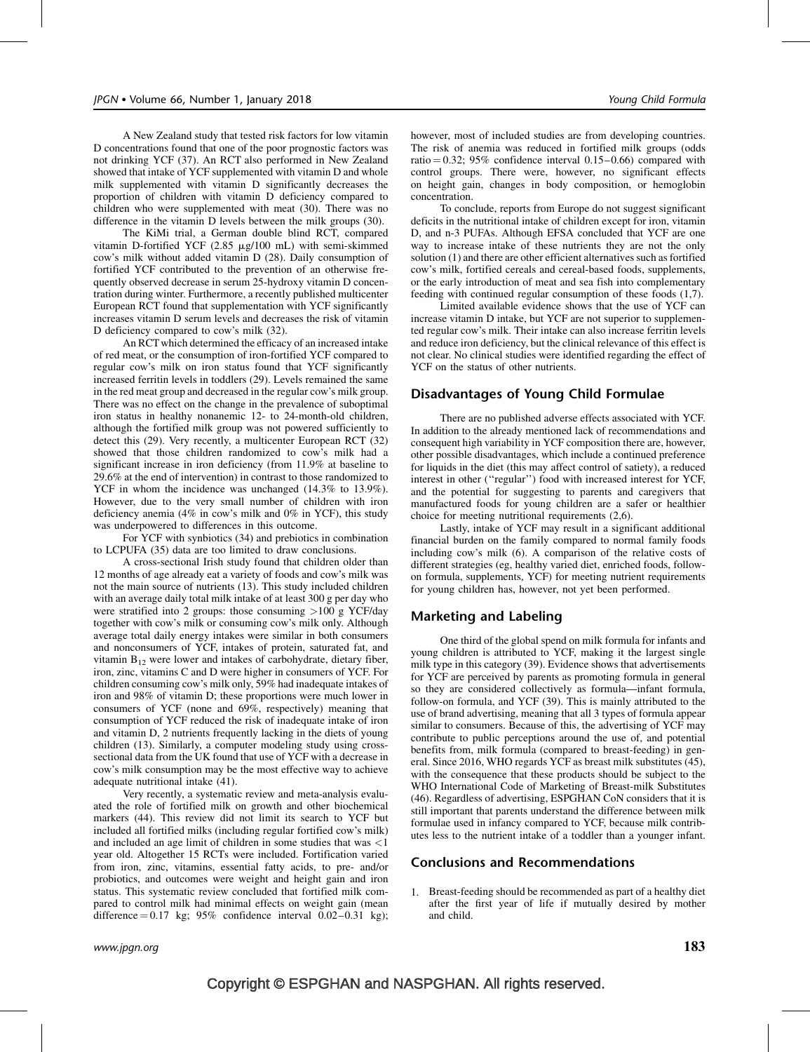A New Zealand study that tested risk factors for low vitamin D concentrations found that one of the poor prognostic factors was not drinking YCF (37). An RCT also performed in New Zealand showed that intake of YCF supplemented with vitamin D and whole milk supplemented with vitamin D significantly decreases the proportion of children with vitamin D deficiency compared to children who were supplemented with meat (30). There was no difference in the vitamin D levels between the milk groups (30).

The KiMi trial, a German double blind RCT, compared vitamin D-fortified YCF (2.85 μg/100 mL) with semi-skimmed cow's milk without added vitamin D (28). Daily consumption of fortified YCF contributed to the prevention of an otherwise frequently observed decrease in serum 25-hydroxy vitamin D concentration during winter. Furthermore, a recently published multicenter European RCT found that supplementation with YCF significantly increases vitamin D serum levels and decreases the risk of vitamin D deficiency compared to cow's milk (32).

An RCT which determined the efficacy of an increased intake of red meat, or the consumption of iron-fortified YCF compared to regular cow's milk on iron status found that YCF significantly increased ferritin levels in toddlers (29). Levels remained the same in the red meat group and decreased in the regular cow's milk group. There was no effect on the change in the prevalence of suboptimal iron status in healthy nonanemic 12- to 24-month-old children, although the fortified milk group was not powered sufficiently to detect this (29). Very recently, a multicenter European RCT (32) showed that those children randomized to cow's milk had a significant increase in iron deficiency (from 11.9% at baseline to 29.6% at the end of intervention) in contrast to those randomized to YCF in whom the incidence was unchanged (14.3% to 13.9%). However, due to the very small number of children with iron deficiency anemia (4% in cow's milk and 0% in YCF), this study was underpowered to differences in this outcome.

For YCF with synbiotics (34) and prebiotics in combination to LCPUFA (35) data are too limited to draw conclusions.

A cross-sectional Irish study found that children older than 12 months of age already eat a variety of foods and cow's milk was not the main source of nutrients (13). This study included children with an average daily total milk intake of at least 300 g per day who were stratified into 2 groups: those consuming >100 g YCF/day together with cow's milk or consuming cow's milk only. Although average total daily energy intakes were similar in both consumers and nonconsumers of YCF, intakes of protein, saturated fat, and vitamin $B_{12}$ were lower and intakes of carbohydrate, dietary fiber, iron, zinc, vitamins C and D were higher in consumers of YCF. For children consuming cow's milk only, 59% had inadequate intakes of iron and 98% of vitamin D; these proportions were much lower in consumers of YCF (none and 69%, respectively) meaning that consumption of YCF reduced the risk of inadequate intake of iron and vitamin D, 2 nutrients frequently lacking in the diets of young children (13). Similarly, a computer modeling study using cross-sectional data from the UK found that use of YCF with a decrease in cow's milk consumption may be the most effective way to achieve adequate nutritional intake (41).

Very recently, a systematic review and meta-analysis evaluated the role of fortified milk on growth and other biochemical markers (44). This review did not limit its search to YCF but included all fortified milks (including regular fortified cow's milk) and included an age limit of children in some studies that was <1 year old. Altogether 15 RCTs were included. Fortification varied from iron, zinc, vitamins, essential fatty acids, to pre- and/or probiotics, and outcomes were weight and height gain and iron status. This systematic review concluded that fortified milk compared to control milk had minimal effects on weight gain (mean difference = 0.17 kg; 95% confidence interval 0.02–0.31 kg); however, most of included studies are from developing countries. The risk of anemia was reduced in fortified milk groups (odds ratio = 0.32; 95% confidence interval 0.15–0.66) compared with control groups. There were, however, no significant effects on height gain, changes in body composition, or hemoglobin concentration.

To conclude, reports from Europe do not suggest significant deficits in the nutritional intake of children except for iron, vitamin D, and n-3 PUFAs. Although EFSA concluded that YCF are one way to increase intake of these nutrients they are not the only solution (1) and there are other efficient alternatives such as fortified cow's milk, fortified cereals and cereal-based foods, supplements, or the early introduction of meat and sea fish into complementary feeding with continued regular consumption of these foods (1,7).

Limited available evidence shows that the use of YCF can increase vitamin D intake, but YCF are not superior to supplemented regular cow's milk. Their intake can also increase ferritin levels and reduce iron deficiency, but the clinical relevance of this effect is not clear. No clinical studies were identified regarding the effect of YCF on the status of other nutrients.

## Disadvantages of Young Child Formulae

There are no published adverse effects associated with YCF. In addition to the already mentioned lack of recommendations and consequent high variability in YCF composition there are, however, other possible disadvantages, which include a continued preference for liquids in the diet (this may affect control of satiety), a reduced interest in other ("regular") food with increased interest for YCF, and the potential for suggesting to parents and caregivers that manufactured foods for young children are a safer or healthier choice for meeting nutritional requirements (2,6).

Lastly, intake of YCF may result in a significant additional financial burden on the family compared to normal family foods including cow's milk (6). A comparison of the relative costs of different strategies (eg, healthy varied diet, enriched foods, follow-on formula, supplements, YCF) for meeting nutrient requirements for young children has, however, not yet been performed.

## Marketing and Labeling

One third of the global spend on milk formula for infants and young children is attributed to YCF, making it the largest single milk type in this category (39). Evidence shows that advertisements for YCF are perceived by parents as promoting formula in general so they are considered collectively as formula—infant formula, follow-on formula, and YCF (39). This is mainly attributed to the use of brand advertising, meaning that all 3 types of formula appear similar to consumers. Because of this, the advertising of YCF may contribute to public perceptions around the use of, and potential benefits from, milk formula (compared to breast-feeding) in general. Since 2016, WHO regards YCF as breast milk substitutes (45), with the consequence that these products should be subject to the WHO International Code of Marketing of Breast-milk Substitutes (46). Regardless of advertising, ESPGHAN CoN considers that it is still important that parents understand the difference between milk formulae used in infancy compared to YCF, because milk contributes less to the nutrient intake of a toddler than a younger infant.

## Conclusions and Recommendations

1. Breast-feeding should be recommended as part of a healthy diet after the first year of life if mutually desired by mother and child.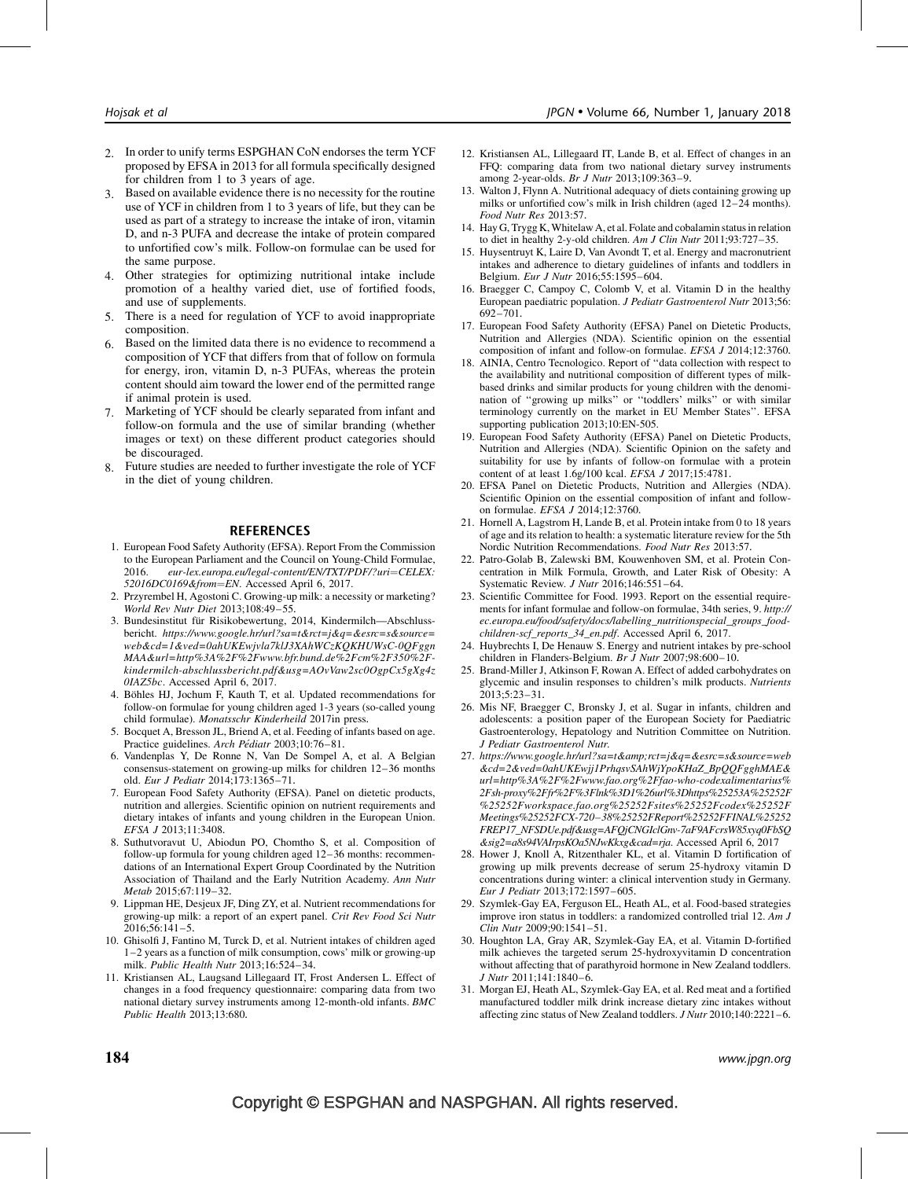2. In order to unify terms ESPGHAN CoN endorses the term YCF proposed by EFSA in 2013 for all formula specifically designed for children from 1 to 3 years of age.
3. Based on available evidence there is no necessity for the routine use of YCF in children from 1 to 3 years of life, but they can be used as part of a strategy to increase the intake of iron, vitamin D, and n-3 PUFA and decrease the intake of protein compared to unfortified cow's milk. Follow-on formulae can be used for the same purpose.
4. Other strategies for optimizing nutritional intake include promotion of a healthy varied diet, use of fortified foods, and use of supplements.
5. There is a need for regulation of YCF to avoid inappropriate composition.
6. Based on the limited data there is no evidence to recommend a composition of YCF that differs from that of follow on formula for energy, iron, vitamin D, n-3 PUFAs, whereas the protein content should aim toward the lower end of the permitted range if animal protein is used.
7. Marketing of YCF should be clearly separated from infant and follow-on formula and the use of similar branding (whether images or text) on these different product categories should be discouraged.
8. Future studies are needed to further investigate the role of YCF in the diet of young children.

## REFERENCES

1. European Food Safety Authority (EFSA). Report From the Commission to the European Parliament and the Council on Young-Child Formulae, 2016. *eur-lex.europa.eu/legal-content/EN/TXT/PDF/?uri=CELEX:52016DC0169&from=EN*. Accessed April 6, 2017.
2. Przyrembel H, Agostoni C. Growing-up milk: a necessity or marketing? *World Rev Nutr Diet* 2013;108:49–55.
3. Bundesinstitut für Risikobewertung, 2014, Kindermilch—Abschlussbericht. *https://www.google.hr/url?sa=t&rct=j&q=&esrc=s&source=web&cd=1&ved=0ahUKEwjvla7klJ3XAhWCzKQKHUWsC-0QFggnMAA&url=http%3A%2F%2Fwww.bfr.bund.de%2Fcm%2F350%2F-kindermilch-abschlussbericht.pdf&usg=AOvVaw2sc0OgpCx5gXg4z0IAZ5bc*. Accessed April 6, 2017.
4. Böhles HJ, Jochum F, Kauth T, et al. Updated recommendations for follow-on formulae for young children aged 1-3 years (so-called young child formulae). *Monatsschr Kinderheild* 2017in press.
5. Bocquet A, Bresson JL, Briend A, et al. Feeding of infants based on age. Practice guidelines. *Arch Pédiatr* 2003;10:76–81.
6. Vandenplas Y, De Ronne N, Van De Sompel A, et al. A Belgian consensus-statement on growing-up milks for children 12–36 months old. *Eur J Pediatr* 2014;173:1365–71.
7. European Food Safety Authority (EFSA). Panel on dietetic products, nutrition and allergies. Scientific opinion on nutrient requirements and dietary intakes of infants and young children in the European Union. *EFSA J* 2013;11:3408.
8. Suthutvoravut U, Abiodun PO, Chomtho S, et al. Composition of follow-up formula for young children aged 12–36 months: recommendations of an International Expert Group Coordinated by the Nutrition Association of Thailand and the Early Nutrition Academy. *Ann Nutr Metab* 2015;67:119–32.
9. Lippman HE, Desjeux JF, Ding ZY, et al. Nutrient recommendations for growing-up milk: a report of an expert panel. *Crit Rev Food Sci Nutr* 2016;56:141–5.
10. Ghisolfi J, Fantino M, Turck D, et al. Nutrient intakes of children aged 1–2 years as a function of milk consumption, cows' milk or growing-up milk. *Public Health Nutr* 2013;16:524–34.
11. Kristiansen AL, Laugsand Lillegaard IT, Frost Andersen L. Effect of changes in a food frequency questionnaire: comparing data from two national dietary survey instruments among 12-month-old infants. *BMC Public Health* 2013;13:680.
12. Kristiansen AL, Lillegaard IT, Lande B, et al. Effect of changes in an FFQ: comparing data from two national dietary survey instruments among 2-year-olds. *Br J Nutr* 2013;109:363–9.
13. Walton J, Flynn A. Nutritional adequacy of diets containing growing up milks or unfortified cow's milk in Irish children (aged 12–24 months). *Food Nutr Res* 2013:57.
14. Hay G, Trygg K, Whitelaw A, et al. Folate and cobalamin status in relation to diet in healthy 2-y-old children. *Am J Clin Nutr* 2011;93:727–35.
15. Huysentruyt K, Laire D, Van Avondt T, et al. Energy and macronutrient intakes and adherence to dietary guidelines of infants and toddlers in Belgium. *Eur J Nutr* 2016;55:1595–604.
16. Braegger C, Campoy C, Colomb V, et al. Vitamin D in the healthy European paediatric population. *J Pediatr Gastroenterol Nutr* 2013;56:692–701.
17. European Food Safety Authority (EFSA) Panel on Dietetic Products, Nutrition and Allergies (NDA). Scientific opinion on the essential composition of infant and follow-on formulae. *EFSA J* 2014;12:3760.
18. AINIA, Centro Tecnologico. Report of "data collection with respect to the availability and nutritional composition of different types of milk-based drinks and similar products for young children with the denomination of "growing up milks" or "toddlers' milks" or with similar terminology currently on the market in EU Member States". EFSA supporting publication 2013;10:EN-505.
19. European Food Safety Authority (EFSA) Panel on Dietetic Products, Nutrition and Allergies (NDA). Scientific Opinion on the safety and suitability for use by infants of follow-on formulae with a protein content of at least 1.6g/100 kcal. *EFSA J* 2017;15:4781.
20. EFSA Panel on Dietetic Products, Nutrition and Allergies (NDA). Scientific Opinion on the essential composition of infant and follow-on formulae. *EFSA J* 2014;12:3760.
21. Hornell A, Lagstrom H, Lande B, et al. Protein intake from 0 to 18 years of age and its relation to health: a systematic literature review for the 5th Nordic Nutrition Recommendations. *Food Nutr Res* 2013:57.
22. Patro-Golab B, Zalewski BM, Kouwenhoven SM, et al. Protein Concentration in Milk Formula, Growth, and Later Risk of Obesity: A Systematic Review. *J Nutr* 2016;146:551–64.
23. Scientific Committee for Food. 1993. Report on the essential requirements for infant formulae and follow-on formulae, 34th series, 9. *http://ec.europa.eu/food/safety/docs/labelling_nutritionspecial_groups_food-children-scf_reports_34_en.pdf*. Accessed April 6, 2017.
24. Huybrechts I, De Henauw S. Energy and nutrient intakes by pre-school children in Flanders-Belgium. *Br J Nutr* 2007;98:600–10.
25. Brand-Miller J, Atkinson F, Rowan A. Effect of added carbohydrates on glycemic and insulin responses to children's milk products. *Nutrients* 2013;5:23–31.
26. Mis NF, Braegger C, Bronsky J, et al. Sugar in infants, children and adolescents: a position paper of the European Society for Paediatric Gastroenterology, Hepatology and Nutrition Committee on Nutrition. *J Pediatr Gastroenterol Nutr*.
27. *https://www.google.hr/url?sa=t&amp;rct=j&q=&esrc=s&source=web&cd=2&ved=0ahUKEwjj1PrhqsvSAhWjYpoKHaZ_BpQQFgghMAE&url=http%3A%2F%2Fwww.fao.org%2Ffao-who-codexalimentarius%2Fsh-proxy%2Ffr%2F%3Flnk%3D1%26url%3Dhttps%25253A%25252F%25252Fworkspace.fao.org%25252Fsites%25252Fcodex%25252FMeetings%25252FCX-720–38%25252FReport%25252FFINAL%25252FREP17_NFSDUe.pdf&usg=AFQjCNGIclGnv-7aF9AFcrsW85xyq0FbSQ&sig2=a8s94VAIrpsKOa5NJwKkxg&cad=rja*. Accessed April 6, 2017
28. Hower J, Knoll A, Ritzenthaler KL, et al. Vitamin D fortification of growing up milk prevents decrease of serum 25-hydroxy vitamin D concentrations during winter: a clinical intervention study in Germany. *Eur J Pediatr* 2013;172:1597–605.
29. Szymlek-Gay EA, Ferguson EL, Heath AL, et al. Food-based strategies improve iron status in toddlers: a randomized controlled trial 12. *Am J Clin Nutr* 2009;90:1541–51.
30. Houghton LA, Gray AR, Szymlek-Gay EA, et al. Vitamin D-fortified milk achieves the targeted serum 25-hydroxyvitamin D concentration without affecting that of parathyroid hormone in New Zealand toddlers. *J Nutr* 2011;141:1840–6.
31. Morgan EJ, Heath AL, Szymlek-Gay EA, et al. Red meat and a fortified manufactured toddler milk drink increase dietary zinc intakes without affecting zinc status of New Zealand toddlers. *J Nutr* 2010;140:2221–6.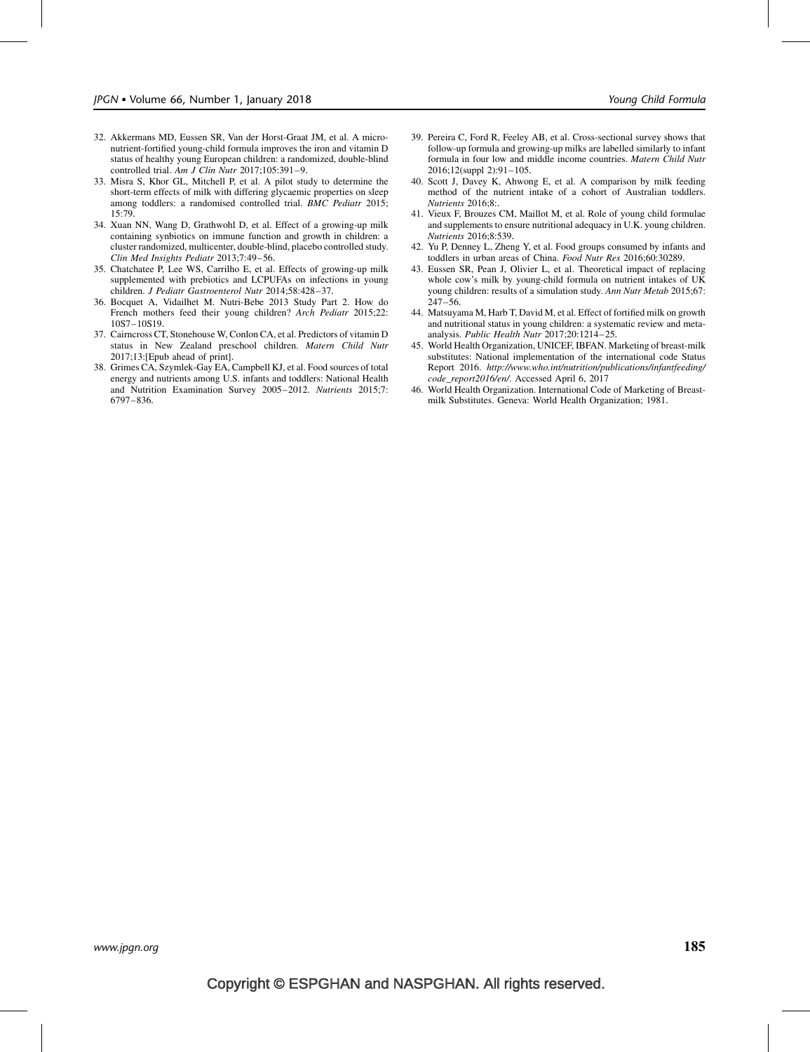32. Akkermans MD, Eussen SR, Van der Horst-Graat JM, et al. A micronutrient-fortified young-child formula improves the iron and vitamin D status of healthy young European children: a randomized, double-blind controlled trial. *Am J Clin Nutr* 2017;105:391–9.
33. Misra S, Khor GL, Mitchell P, et al. A pilot study to determine the short-term effects of milk with differing glycaemic properties on sleep among toddlers: a randomised controlled trial. *BMC Pediatr* 2015; 15:79.
34. Xuan NN, Wang D, Grathwohl D, et al. Effect of a growing-up milk containing synbiotics on immune function and growth in children: a cluster randomized, multicenter, double-blind, placebo controlled study. *Clin Med Insights Pediatr* 2013;7:49–56.
35. Chatchatee P, Lee WS, Carrilho E, et al. Effects of growing-up milk supplemented with prebiotics and LCPUFAs on infections in young children. *J Pediatr Gastroenterol Nutr* 2014;58:428–37.
36. Bocquet A, Vidailhet M. Nutri-Bebe 2013 Study Part 2. How do French mothers feed their young children? *Arch Pediatr* 2015;22: 10S7–10S19.
37. Cairncross CT, Stonehouse W, Conlon CA, et al. Predictors of vitamin D status in New Zealand preschool children. *Matern Child Nutr* 2017;13:[Epub ahead of print].
38. Grimes CA, Szymlek-Gay EA, Campbell KJ, et al. Food sources of total energy and nutrients among U.S. infants and toddlers: National Health and Nutrition Examination Survey 2005–2012. *Nutrients* 2015;7: 6797–836.
39. Pereira C, Ford R, Feeley AB, et al. Cross-sectional survey shows that follow-up formula and growing-up milks are labelled similarly to infant formula in four low and middle income countries. *Matern Child Nutr* 2016;12(suppl 2):91–105.
40. Scott J, Davey K, Ahwong E, et al. A comparison by milk feeding method of the nutrient intake of a cohort of Australian toddlers. *Nutrients* 2016;8:.
41. Vieux F, Brouzes CM, Maillot M, et al. Role of young child formulae and supplements to ensure nutritional adequacy in U.K. young children. *Nutrients* 2016;8:539.
42. Yu P, Denney L, Zheng Y, et al. Food groups consumed by infants and toddlers in urban areas of China. *Food Nutr Res* 2016;60:30289.
43. Eussen SR, Pean J, Olivier L, et al. Theoretical impact of replacing whole cow's milk by young-child formula on nutrient intakes of UK young children: results of a simulation study. *Ann Nutr Metab* 2015;67: 247–56.
44. Matsuyama M, Harb T, David M, et al. Effect of fortified milk on growth and nutritional status in young children: a systematic review and meta-analysis. *Public Health Nutr* 2017;20:1214–25.
45. World Health Organization, UNICEF, IBFAN. Marketing of breast-milk substitutes: National implementation of the international code Status Report 2016. *http://www.who.int/nutrition/publications/infantfeeding/code_report2016/en/*. Accessed April 6, 2017
46. World Health Organization. International Code of Marketing of Breast-milk Substitutes. Geneva: World Health Organization; 1981.